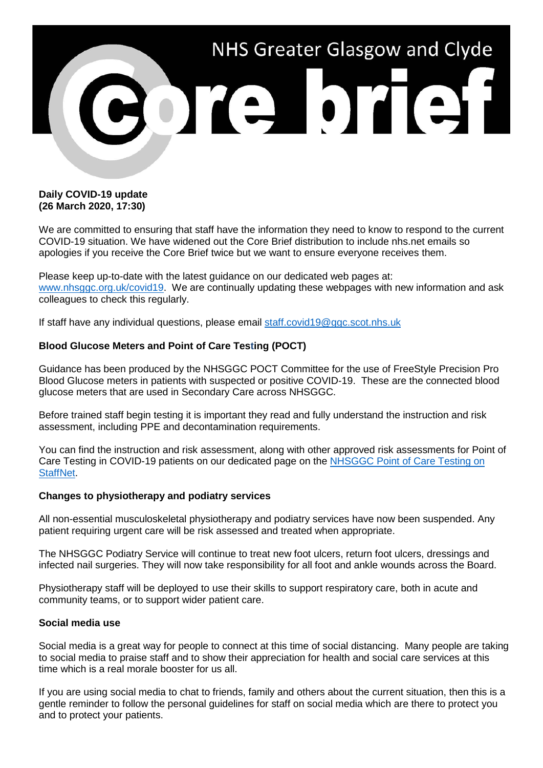# NHS Greater Glasgow and Clyde Core brief

**Daily COVID-19 update**
**(26 March 2020, 17:30)**

We are committed to ensuring that staff have the information they need to know to respond to the current COVID-19 situation. We have widened out the Core Brief distribution to include nhs.net emails so apologies if you receive the Core Brief twice but we want to ensure everyone receives them.

Please keep up-to-date with the latest guidance on our dedicated web pages at: [www.nhsggc.org.uk/covid19](www.nhsggc.org.uk/covid19). We are continually updating these webpages with new information and ask colleagues to check this regularly.

If staff have any individual questions, please email [staff.covid19@ggc.scot.nhs.uk](mailto:staff.covid19@ggc.scot.nhs.uk)

### Blood Glucose Meters and Point of Care Testing (POCT)

Guidance has been produced by the NHSGGC POCT Committee for the use of FreeStyle Precision Pro Blood Glucose meters in patients with suspected or positive COVID-19. These are the connected blood glucose meters that are used in Secondary Care across NHSGGC.

Before trained staff begin testing it is important they read and fully understand the instruction and risk assessment, including PPE and decontamination requirements.

You can find the instruction and risk assessment, along with other approved risk assessments for Point of Care Testing in COVID-19 patients on our dedicated page on the NHSGGC Point of Care Testing on StaffNet.

### Changes to physiotherapy and podiatry services

All non-essential musculoskeletal physiotherapy and podiatry services have now been suspended. Any patient requiring urgent care will be risk assessed and treated when appropriate.

The NHSGGC Podiatry Service will continue to treat new foot ulcers, return foot ulcers, dressings and infected nail surgeries. They will now take responsibility for all foot and ankle wounds across the Board.

Physiotherapy staff will be deployed to use their skills to support respiratory care, both in acute and community teams, or to support wider patient care.

### Social media use

Social media is a great way for people to connect at this time of social distancing. Many people are taking to social media to praise staff and to show their appreciation for health and social care services at this time which is a real morale booster for us all.

If you are using social media to chat to friends, family and others about the current situation, then this is a gentle reminder to follow the personal guidelines for staff on social media which are there to protect you and to protect your patients.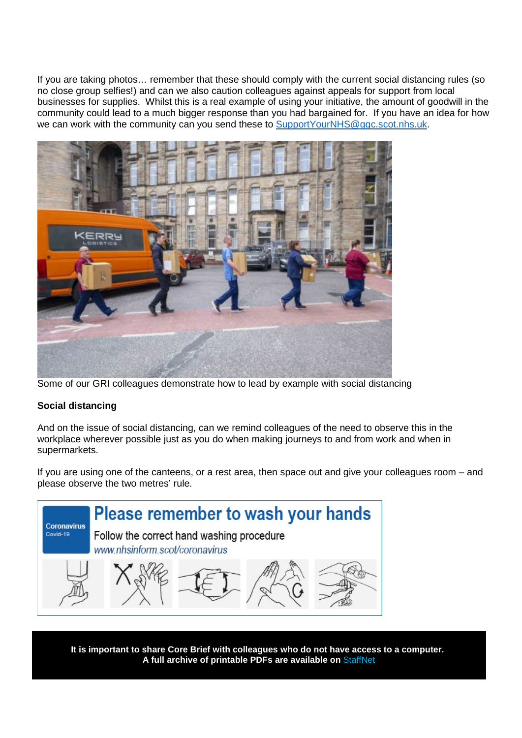If you are taking photos… remember that these should comply with the current social distancing rules (so no close group selfies!) and can we also caution colleagues against appeals for support from local businesses for supplies. Whilst this is a real example of using your initiative, the amount of goodwill in the community could lead to a much bigger response than you had bargained for. If you have an idea for how we can work with the community can you send these to SupportYourNHS@ggc.scot.nhs.uk.

Some of our GRI colleagues demonstrate how to lead by example with social distancing

**Social distancing**

And on the issue of social distancing, can we remind colleagues of the need to observe this in the workplace wherever possible just as you do when making journeys to and from work and when in supermarkets.

If you are using one of the canteens, or a rest area, then space out and give your colleagues room – and please observe the two metres' rule.

Coronavirus
Covid-19

**Please remember to wash your hands**

Follow the correct hand washing procedure

*www.nhsinform.scot/coronavirus*

**It is important to share Core Brief with colleagues who do not have access to a computer.**
**A full archive of printable PDFs are available on StaffNet**